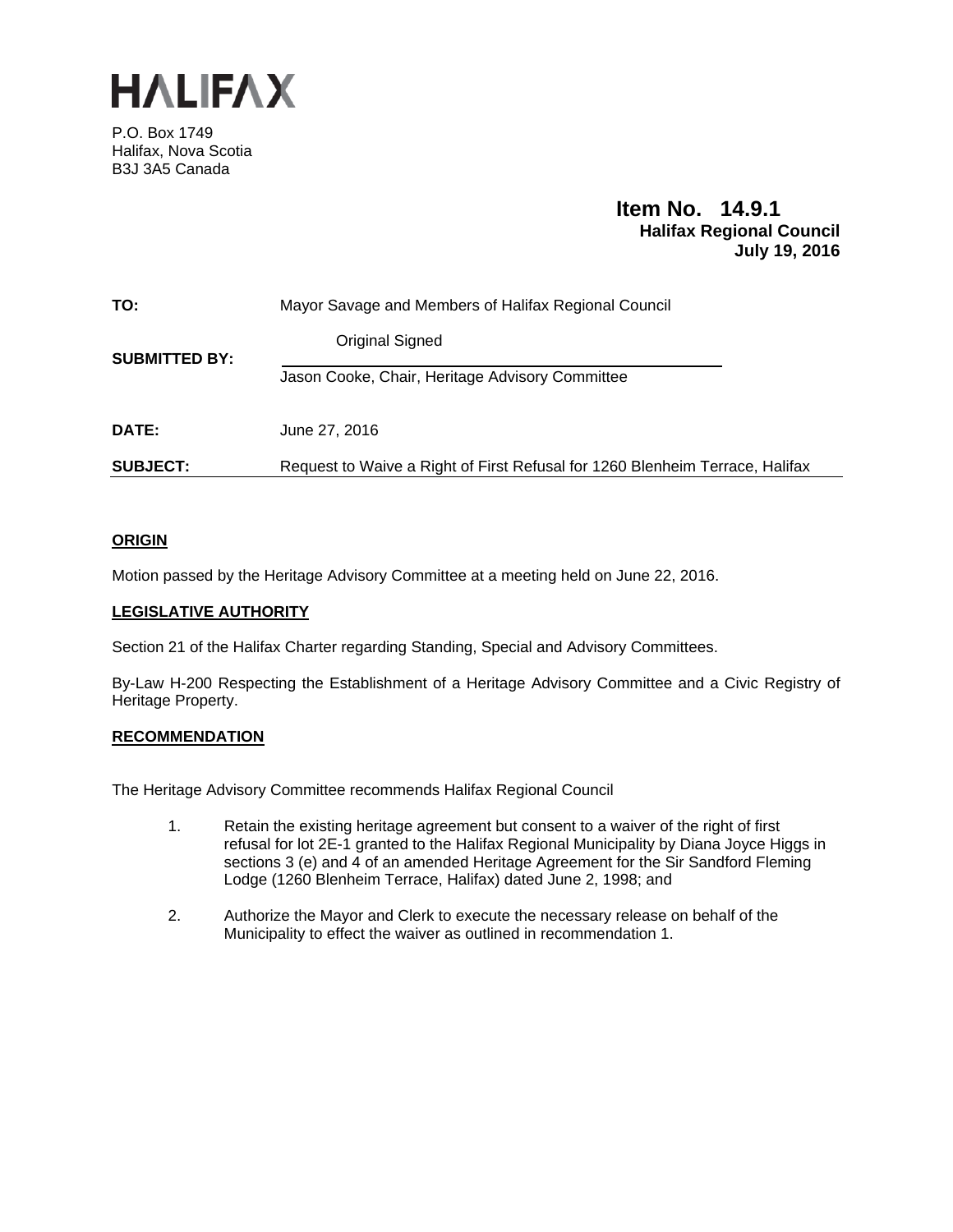# HALIFAX

P.O. Box 1749
Halifax, Nova Scotia
B3J 3A5 Canada

**Item No. 14.9.1**
**Halifax Regional Council**
**July 19, 2016**

| | |
|---|---|
| **TO:** | Mayor Savage and Members of Halifax Regional Council |
| **SUBMITTED BY:** | Original Signed<br>Jason Cooke, Chair, Heritage Advisory Committee |
| **DATE:** | June 27, 2016 |
| **SUBJECT:** | Request to Waive a Right of First Refusal for 1260 Blenheim Terrace, Halifax |

## ORIGIN

Motion passed by the Heritage Advisory Committee at a meeting held on June 22, 2016.

## LEGISLATIVE AUTHORITY

Section 21 of the Halifax Charter regarding Standing, Special and Advisory Committees.

By-Law H-200 Respecting the Establishment of a Heritage Advisory Committee and a Civic Registry of Heritage Property.

## RECOMMENDATION

The Heritage Advisory Committee recommends Halifax Regional Council

1. Retain the existing heritage agreement but consent to a waiver of the right of first refusal for lot 2E-1 granted to the Halifax Regional Municipality by Diana Joyce Higgs in sections 3 (e) and 4 of an amended Heritage Agreement for the Sir Sandford Fleming Lodge (1260 Blenheim Terrace, Halifax) dated June 2, 1998; and

2. Authorize the Mayor and Clerk to execute the necessary release on behalf of the Municipality to effect the waiver as outlined in recommendation 1.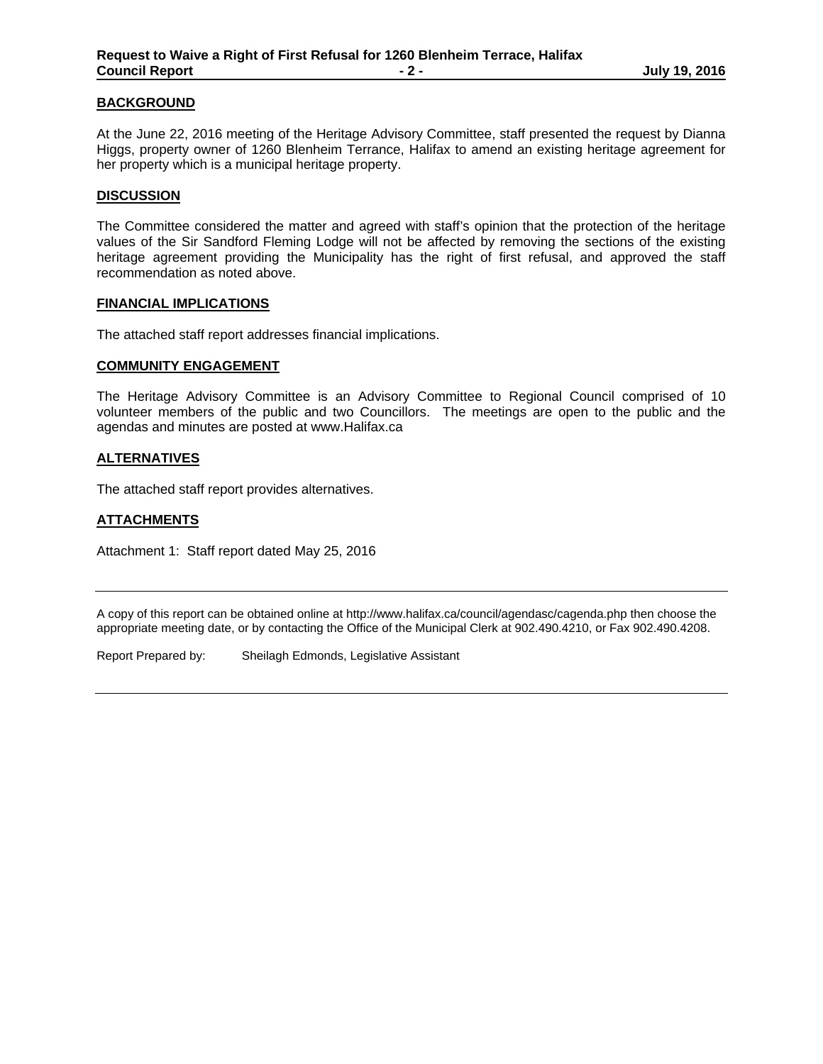## BACKGROUND

At the June 22, 2016 meeting of the Heritage Advisory Committee, staff presented the request by Dianna Higgs, property owner of 1260 Blenheim Terrance, Halifax to amend an existing heritage agreement for her property which is a municipal heritage property.

## DISCUSSION

The Committee considered the matter and agreed with staff's opinion that the protection of the heritage values of the Sir Sandford Fleming Lodge will not be affected by removing the sections of the existing heritage agreement providing the Municipality has the right of first refusal, and approved the staff recommendation as noted above.

## FINANCIAL IMPLICATIONS

The attached staff report addresses financial implications.

## COMMUNITY ENGAGEMENT

The Heritage Advisory Committee is an Advisory Committee to Regional Council comprised of 10 volunteer members of the public and two Councillors. The meetings are open to the public and the agendas and minutes are posted at www.Halifax.ca

## ALTERNATIVES

The attached staff report provides alternatives.

## ATTACHMENTS

Attachment 1: Staff report dated May 25, 2016

---

A copy of this report can be obtained online at http://www.halifax.ca/council/agendasc/cagenda.php then choose the appropriate meeting date, or by contacting the Office of the Municipal Clerk at 902.490.4210, or Fax 902.490.4208.

Report Prepared by: Sheilagh Edmonds, Legislative Assistant

---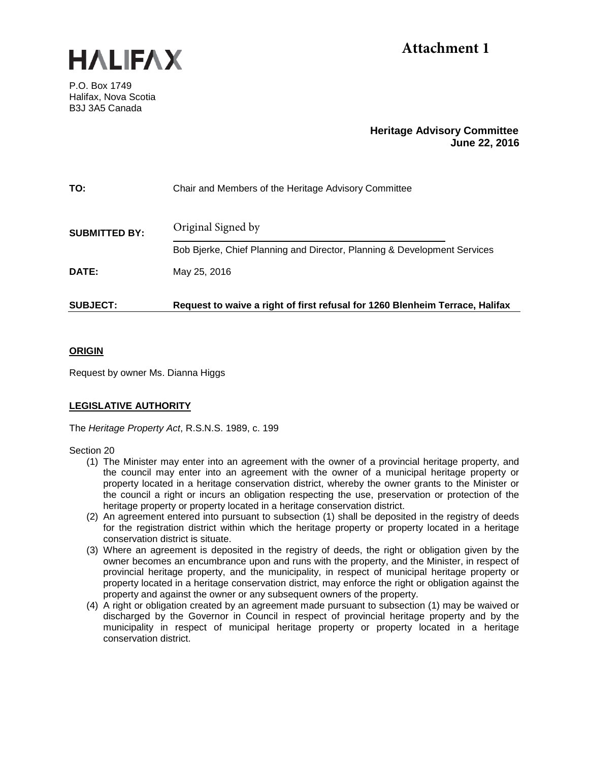# Attachment 1

**HALIFAX**

P.O. Box 1749
Halifax, Nova Scotia
B3J 3A5 Canada

**Heritage Advisory Committee**
**June 22, 2016**

**TO:** Chair and Members of the Heritage Advisory Committee

**SUBMITTED BY:** Original Signed by

Bob Bjerke, Chief Planning and Director, Planning & Development Services

**DATE:** May 25, 2016

**SUBJECT:** **Request to waive a right of first refusal for 1260 Blenheim Terrace, Halifax**

## ORIGIN

Request by owner Ms. Dianna Higgs

## LEGISLATIVE AUTHORITY

The *Heritage Property Act*, R.S.N.S. 1989, c. 199

Section 20

(1) The Minister may enter into an agreement with the owner of a provincial heritage property, and the council may enter into an agreement with the owner of a municipal heritage property or property located in a heritage conservation district, whereby the owner grants to the Minister or the council a right or incurs an obligation respecting the use, preservation or protection of the heritage property or property located in a heritage conservation district.

(2) An agreement entered into pursuant to subsection (1) shall be deposited in the registry of deeds for the registration district within which the heritage property or property located in a heritage conservation district is situate.

(3) Where an agreement is deposited in the registry of deeds, the right or obligation given by the owner becomes an encumbrance upon and runs with the property, and the Minister, in respect of provincial heritage property, and the municipality, in respect of municipal heritage property or property located in a heritage conservation district, may enforce the right or obligation against the property and against the owner or any subsequent owners of the property.

(4) A right or obligation created by an agreement made pursuant to subsection (1) may be waived or discharged by the Governor in Council in respect of provincial heritage property and by the municipality in respect of municipal heritage property or property located in a heritage conservation district.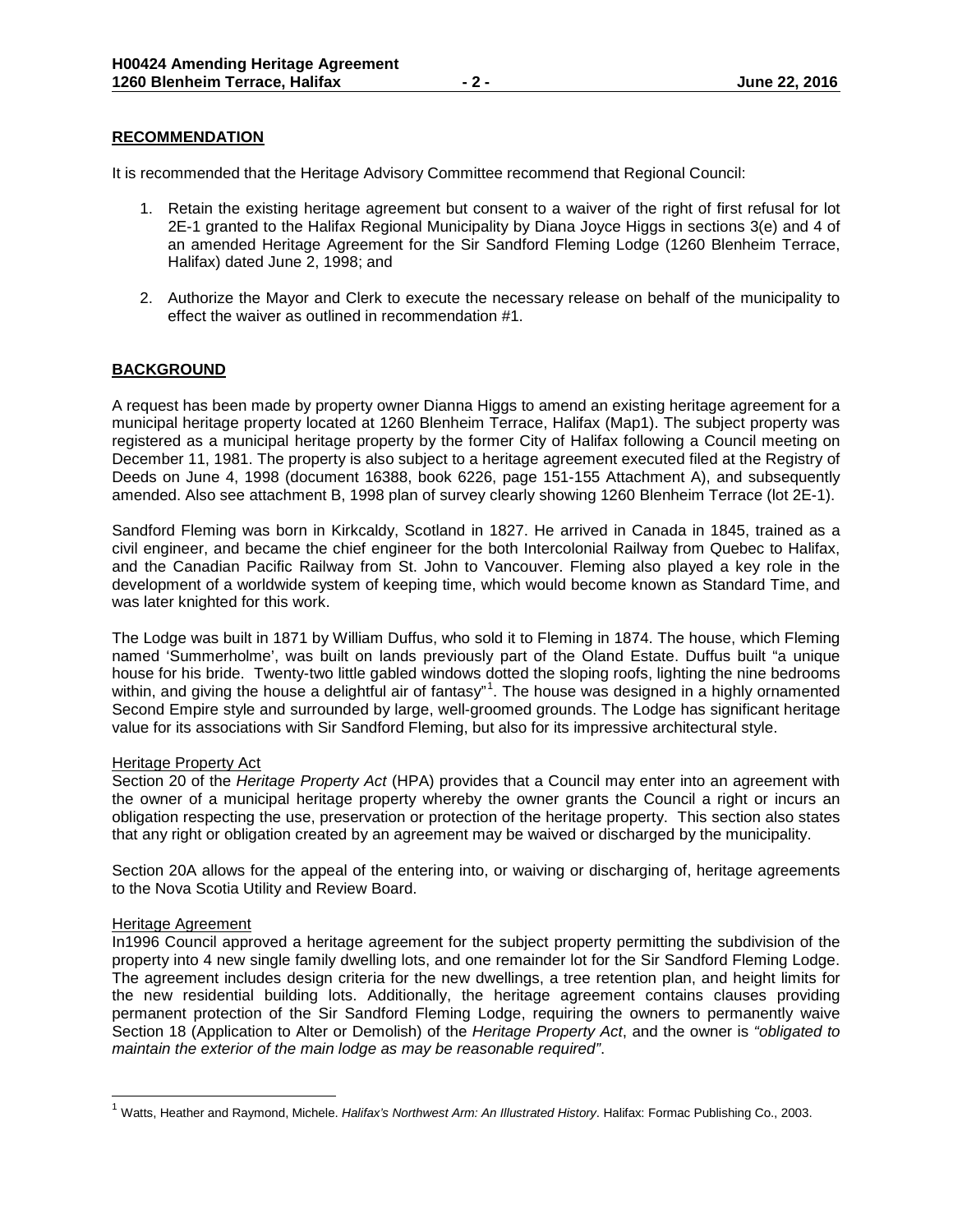## RECOMMENDATION

It is recommended that the Heritage Advisory Committee recommend that Regional Council:

1. Retain the existing heritage agreement but consent to a waiver of the right of first refusal for lot 2E-1 granted to the Halifax Regional Municipality by Diana Joyce Higgs in sections 3(e) and 4 of an amended Heritage Agreement for the Sir Sandford Fleming Lodge (1260 Blenheim Terrace, Halifax) dated June 2, 1998; and

2. Authorize the Mayor and Clerk to execute the necessary release on behalf of the municipality to effect the waiver as outlined in recommendation #1.

## BACKGROUND

A request has been made by property owner Dianna Higgs to amend an existing heritage agreement for a municipal heritage property located at 1260 Blenheim Terrace, Halifax (Map1). The subject property was registered as a municipal heritage property by the former City of Halifax following a Council meeting on December 11, 1981. The property is also subject to a heritage agreement executed filed at the Registry of Deeds on June 4, 1998 (document 16388, book 6226, page 151-155 Attachment A), and subsequently amended. Also see attachment B, 1998 plan of survey clearly showing 1260 Blenheim Terrace (lot 2E-1).

Sandford Fleming was born in Kirkcaldy, Scotland in 1827. He arrived in Canada in 1845, trained as a civil engineer, and became the chief engineer for the both Intercolonial Railway from Quebec to Halifax, and the Canadian Pacific Railway from St. John to Vancouver. Fleming also played a key role in the development of a worldwide system of keeping time, which would become known as Standard Time, and was later knighted for this work.

The Lodge was built in 1871 by William Duffus, who sold it to Fleming in 1874. The house, which Fleming named 'Summerholme', was built on lands previously part of the Oland Estate. Duffus built "a unique house for his bride. Twenty-two little gabled windows dotted the sloping roofs, lighting the nine bedrooms within, and giving the house a delightful air of fantasy"[1]. The house was designed in a highly ornamented Second Empire style and surrounded by large, well-groomed grounds. The Lodge has significant heritage value for its associations with Sir Sandford Fleming, but also for its impressive architectural style.

### Heritage Property Act

Section 20 of the *Heritage Property Act* (HPA) provides that a Council may enter into an agreement with the owner of a municipal heritage property whereby the owner grants the Council a right or incurs an obligation respecting the use, preservation or protection of the heritage property. This section also states that any right or obligation created by an agreement may be waived or discharged by the municipality.

Section 20A allows for the appeal of the entering into, or waiving or discharging of, heritage agreements to the Nova Scotia Utility and Review Board.

### Heritage Agreement

In1996 Council approved a heritage agreement for the subject property permitting the subdivision of the property into 4 new single family dwelling lots, and one remainder lot for the Sir Sandford Fleming Lodge. The agreement includes design criteria for the new dwellings, a tree retention plan, and height limits for the new residential building lots. Additionally, the heritage agreement contains clauses providing permanent protection of the Sir Sandford Fleming Lodge, requiring the owners to permanently waive Section 18 (Application to Alter or Demolish) of the *Heritage Property Act*, and the owner is *"obligated to maintain the exterior of the main lodge as may be reasonable required"*.

---

[1] Watts, Heather and Raymond, Michele. *Halifax's Northwest Arm: An Illustrated History*. Halifax: Formac Publishing Co., 2003.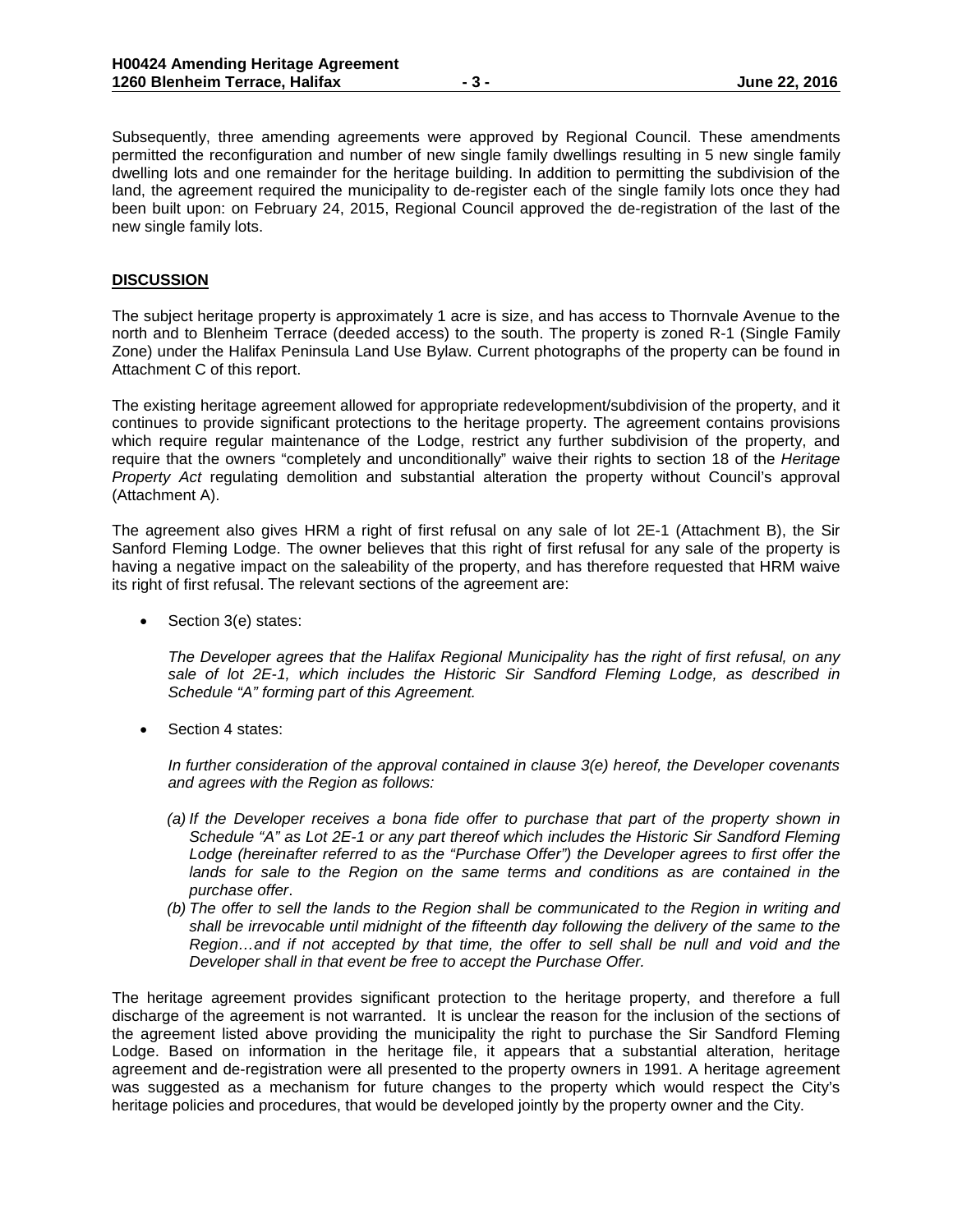Subsequently, three amending agreements were approved by Regional Council. These amendments permitted the reconfiguration and number of new single family dwellings resulting in 5 new single family dwelling lots and one remainder for the heritage building. In addition to permitting the subdivision of the land, the agreement required the municipality to de-register each of the single family lots once they had been built upon: on February 24, 2015, Regional Council approved the de-registration of the last of the new single family lots.

## DISCUSSION

The subject heritage property is approximately 1 acre is size, and has access to Thornvale Avenue to the north and to Blenheim Terrace (deeded access) to the south. The property is zoned R-1 (Single Family Zone) under the Halifax Peninsula Land Use Bylaw. Current photographs of the property can be found in Attachment C of this report.

The existing heritage agreement allowed for appropriate redevelopment/subdivision of the property, and it continues to provide significant protections to the heritage property. The agreement contains provisions which require regular maintenance of the Lodge, restrict any further subdivision of the property, and require that the owners "completely and unconditionally" waive their rights to section 18 of the *Heritage Property Act* regulating demolition and substantial alteration the property without Council's approval (Attachment A).

The agreement also gives HRM a right of first refusal on any sale of lot 2E-1 (Attachment B), the Sir Sanford Fleming Lodge. The owner believes that this right of first refusal for any sale of the property is having a negative impact on the saleability of the property, and has therefore requested that HRM waive its right of first refusal. The relevant sections of the agreement are:

- Section 3(e) states:

  *The Developer agrees that the Halifax Regional Municipality has the right of first refusal, on any sale of lot 2E-1, which includes the Historic Sir Sandford Fleming Lodge, as described in Schedule "A" forming part of this Agreement.*

- Section 4 states:

  *In further consideration of the approval contained in clause 3(e) hereof, the Developer covenants and agrees with the Region as follows:*

  *(a) If the Developer receives a bona fide offer to purchase that part of the property shown in Schedule "A" as Lot 2E-1 or any part thereof which includes the Historic Sir Sandford Fleming Lodge (hereinafter referred to as the "Purchase Offer") the Developer agrees to first offer the lands for sale to the Region on the same terms and conditions as are contained in the purchase offer*.

  *(b) The offer to sell the lands to the Region shall be communicated to the Region in writing and shall be irrevocable until midnight of the fifteenth day following the delivery of the same to the Region…and if not accepted by that time, the offer to sell shall be null and void and the Developer shall in that event be free to accept the Purchase Offer.*

The heritage agreement provides significant protection to the heritage property, and therefore a full discharge of the agreement is not warranted. It is unclear the reason for the inclusion of the sections of the agreement listed above providing the municipality the right to purchase the Sir Sandford Fleming Lodge. Based on information in the heritage file, it appears that a substantial alteration, heritage agreement and de-registration were all presented to the property owners in 1991. A heritage agreement was suggested as a mechanism for future changes to the property which would respect the City's heritage policies and procedures, that would be developed jointly by the property owner and the City.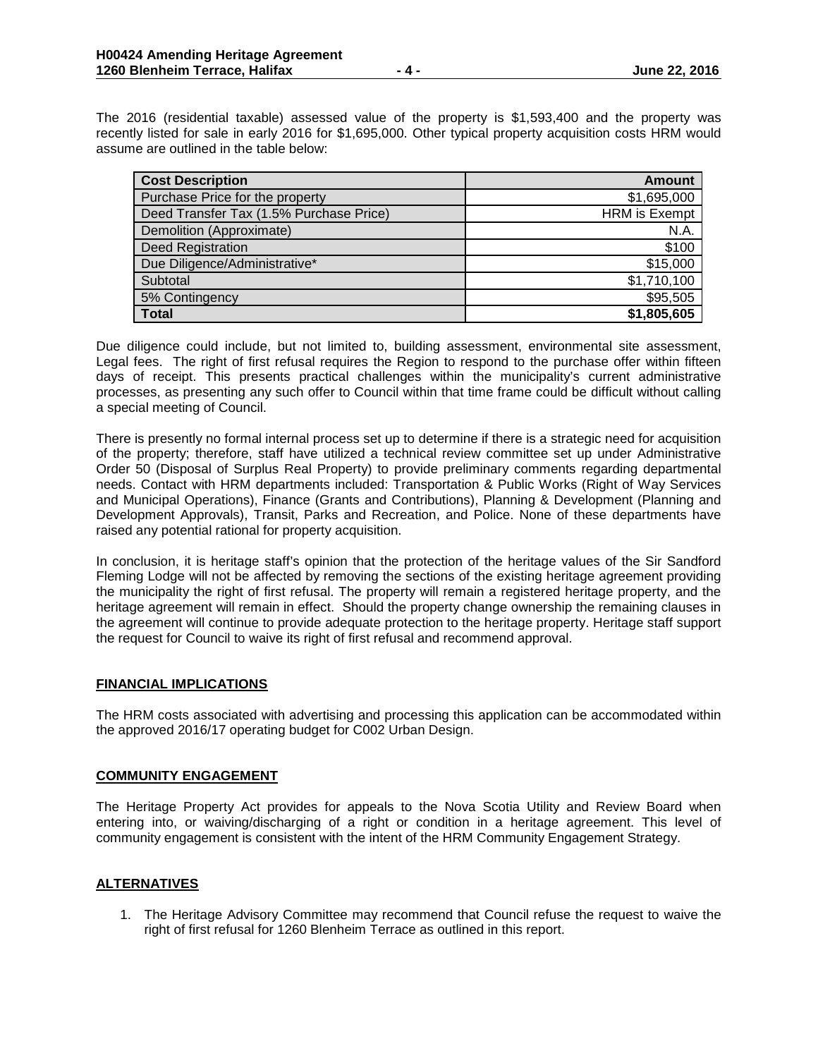The 2016 (residential taxable) assessed value of the property is $1,593,400 and the property was recently listed for sale in early 2016 for $1,695,000. Other typical property acquisition costs HRM would assume are outlined in the table below:

| **Cost Description** | **Amount** |
|---|---:|
| Purchase Price for the property | $1,695,000 |
| Deed Transfer Tax (1.5% Purchase Price) | HRM is Exempt |
| Demolition (Approximate) | N.A. |
| Deed Registration | $100 |
| Due Diligence/Administrative* | $15,000 |
| Subtotal | $1,710,100 |
| 5% Contingency | $95,505 |
| **Total** | **$1,805,605** |

Due diligence could include, but not limited to, building assessment, environmental site assessment, Legal fees. The right of first refusal requires the Region to respond to the purchase offer within fifteen days of receipt. This presents practical challenges within the municipality's current administrative processes, as presenting any such offer to Council within that time frame could be difficult without calling a special meeting of Council.

There is presently no formal internal process set up to determine if there is a strategic need for acquisition of the property; therefore, staff have utilized a technical review committee set up under Administrative Order 50 (Disposal of Surplus Real Property) to provide preliminary comments regarding departmental needs. Contact with HRM departments included: Transportation & Public Works (Right of Way Services and Municipal Operations), Finance (Grants and Contributions), Planning & Development (Planning and Development Approvals), Transit, Parks and Recreation, and Police. None of these departments have raised any potential rational for property acquisition.

In conclusion, it is heritage staff's opinion that the protection of the heritage values of the Sir Sandford Fleming Lodge will not be affected by removing the sections of the existing heritage agreement providing the municipality the right of first refusal. The property will remain a registered heritage property, and the heritage agreement will remain in effect. Should the property change ownership the remaining clauses in the agreement will continue to provide adequate protection to the heritage property. Heritage staff support the request for Council to waive its right of first refusal and recommend approval.

## FINANCIAL IMPLICATIONS

The HRM costs associated with advertising and processing this application can be accommodated within the approved 2016/17 operating budget for C002 Urban Design.

## COMMUNITY ENGAGEMENT

The Heritage Property Act provides for appeals to the Nova Scotia Utility and Review Board when entering into, or waiving/discharging of a right or condition in a heritage agreement. This level of community engagement is consistent with the intent of the HRM Community Engagement Strategy.

## ALTERNATIVES

1. The Heritage Advisory Committee may recommend that Council refuse the request to waive the right of first refusal for 1260 Blenheim Terrace as outlined in this report.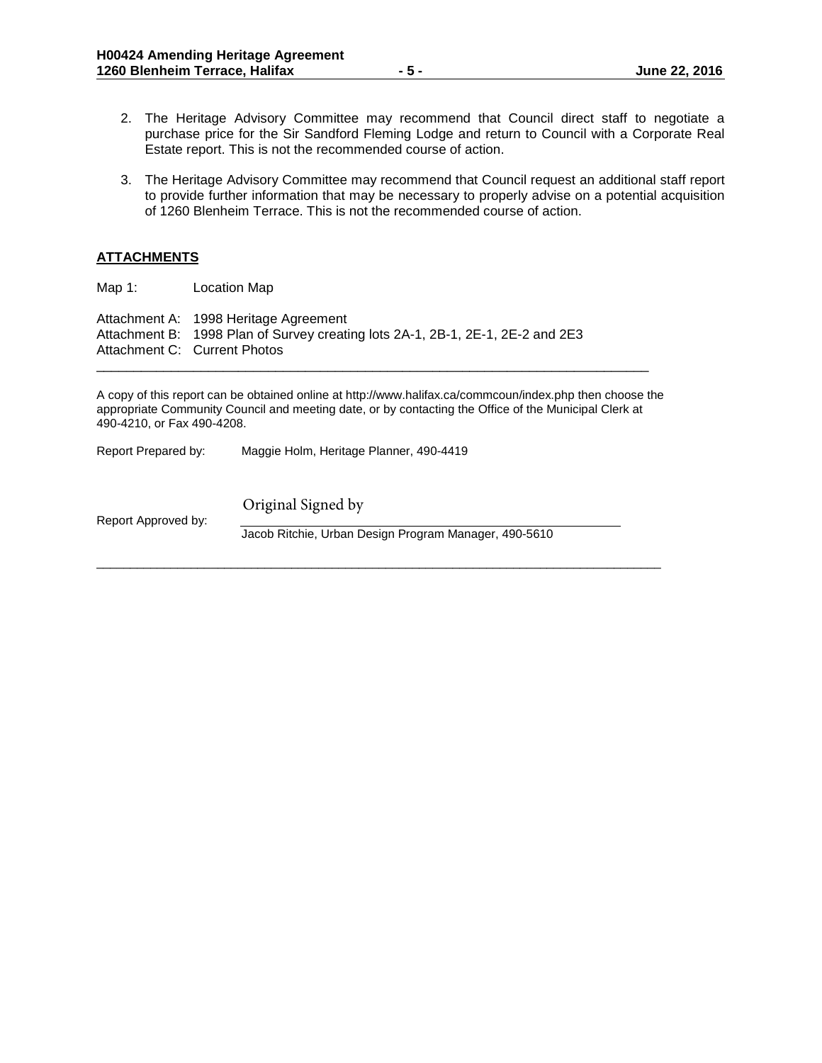2. The Heritage Advisory Committee may recommend that Council direct staff to negotiate a purchase price for the Sir Sandford Fleming Lodge and return to Council with a Corporate Real Estate report. This is not the recommended course of action.

3. The Heritage Advisory Committee may recommend that Council request an additional staff report to provide further information that may be necessary to properly advise on a potential acquisition of 1260 Blenheim Terrace. This is not the recommended course of action.

## ATTACHMENTS

Map 1: Location Map

Attachment A: 1998 Heritage Agreement
Attachment B: 1998 Plan of Survey creating lots 2A-1, 2B-1, 2E-1, 2E-2 and 2E3
Attachment C: Current Photos

---

A copy of this report can be obtained online at http://www.halifax.ca/commcoun/index.php then choose the appropriate Community Council and meeting date, or by contacting the Office of the Municipal Clerk at 490-4210, or Fax 490-4208.

Report Prepared by: Maggie Holm, Heritage Planner, 490-4419

Original Signed by

Report Approved by: Jacob Ritchie, Urban Design Program Manager, 490-5610

---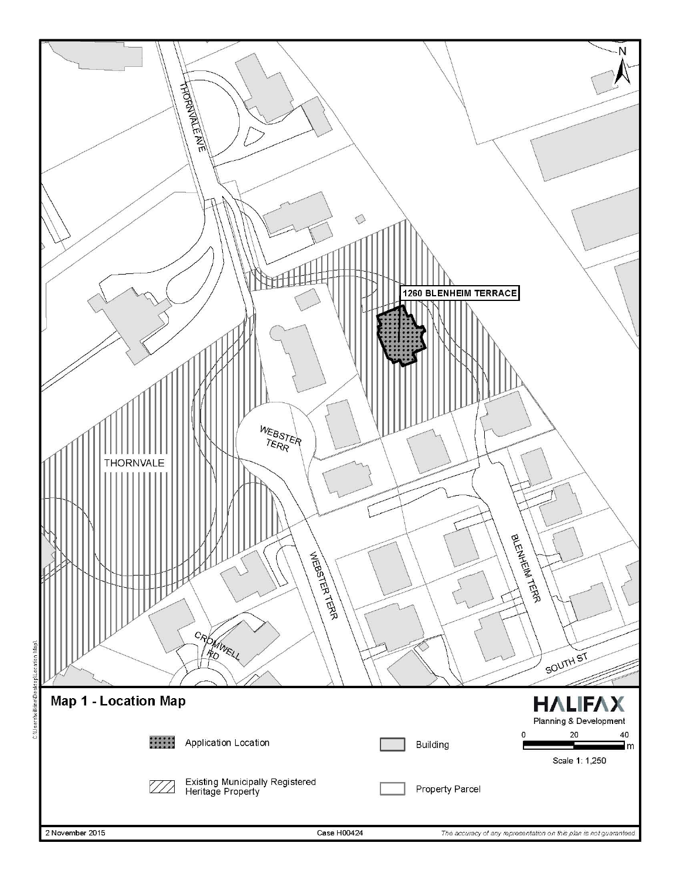THORNVALE AVE

1260 BLENHEIM TERRACE

WEBSTER TERR

THORNVALE

WEBSTER TERR

BLENHEIM TERR

CROMWELL RD

SOUTH ST

N

## Map 1 - Location Map

Application Location

Existing Municipally Registered Heritage Property

Building

Property Parcel

HALIFAX

Planning & Development

0 20 40 m

Scale 1: 1,250

2 November 2015

Case H00424

*The accuracy of any representation on this plan is not guaranteed.*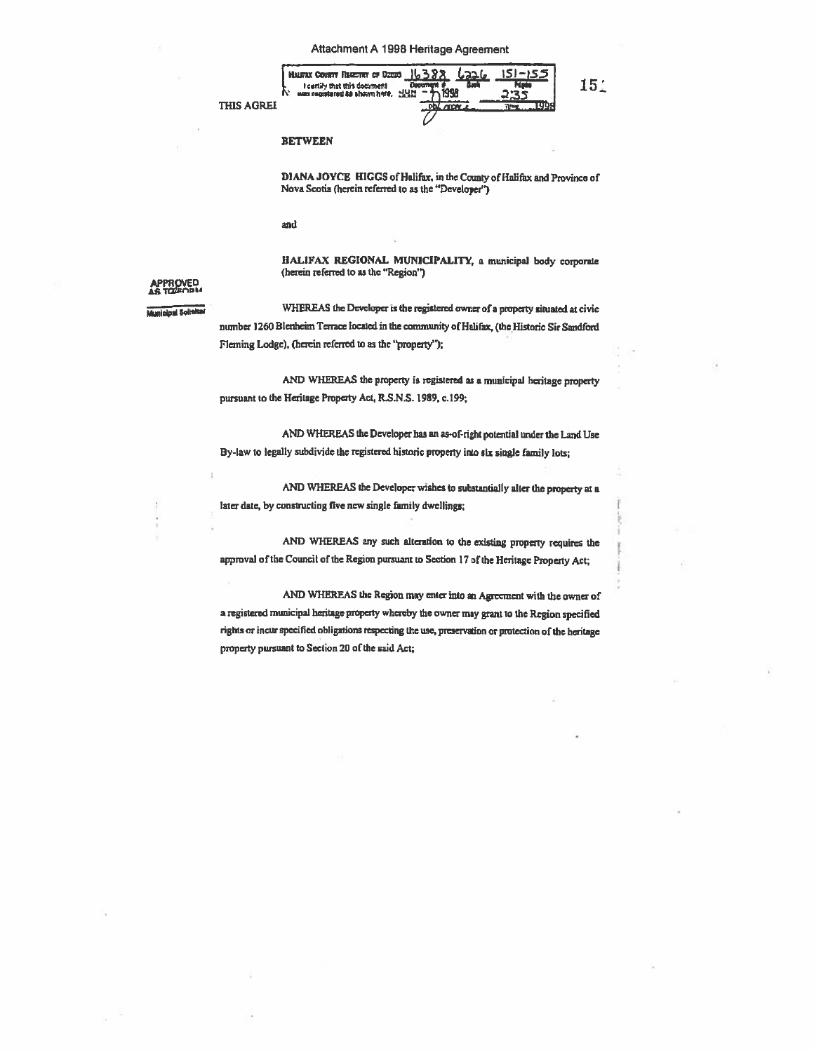Attachment A 1998 Heritage Agreement

HALIFAX COUNTY REGISTRY OF DEEDS 16388 6226 151-155
I certify that this document was registered as shown here. JUN - 7 1998 2:35

THIS AGREE

**BETWEEN**

**DIANA JOYCE HIGGS** of Halifax, in the County of Halifax and Province of Nova Scotia (herein referred to as the "Developer")

and

**HALIFAX REGIONAL MUNICIPALITY**, a municipal body corporate (herein referred to as the "Region")

APPROVED AS TO FORM
Municipal Solicitor

WHEREAS the Developer is the registered owner of a property situated at civic number 1260 Blenheim Terrace located in the community of Halifax, (the Historic Sir Sandford Fleming Lodge), (herein referred to as the "property");

AND WHEREAS the property is registered as a municipal heritage property pursuant to the Heritage Property Act, R.S.N.S. 1989, c.199;

AND WHEREAS the Developer has an as-of-right potential under the Land Use By-law to legally subdivide the registered historic property into six single family lots;

AND WHEREAS the Developer wishes to substantially alter the property at a later date, by constructing five new single family dwellings;

AND WHEREAS any such alteration to the existing property requires the approval of the Council of the Region pursuant to Section 17 of the Heritage Property Act;

AND WHEREAS the Region may enter into an Agreement with the owner of a registered municipal heritage property whereby the owner may grant to the Region specified rights or incur specified obligations respecting the use, preservation or protection of the heritage property pursuant to Section 20 of the said Act;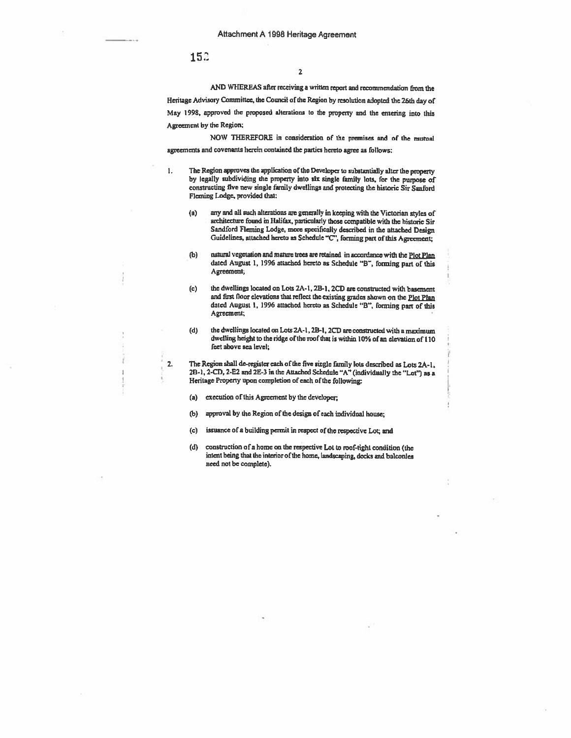AND WHEREAS after receiving a written report and recommendation from the Heritage Advisory Committee, the Council of the Region by resolution adopted the 26th day of May 1998, approved the proposed alterations to the property and the entering into this Agreement by the Region;

NOW THEREFORE in consideration of the premises and of the mutual agreements and covenants herein contained the parties hereto agree as follows:

1. The Region approves the application of the Developer to substantially alter the property by legally subdividing the property into six single family lots, for the purpose of constructing five new single family dwellings and protecting the historic Sir Sanford Fleming Lodge, provided that:

   (a) any and all such alterations are generally in keeping with the Victorian styles of architecture found in Halifax, particularly those compatible with the historic Sir Sandford Fleming Lodge, more specifically described in the attached Design Guidelines, attached hereto as Schedule "C", forming part of this Agreement;

   (b) natural vegetation and mature trees are retained in accordance with the Plot Plan dated August 1, 1996 attached hereto as Schedule "B", forming part of this Agreement;

   (c) the dwellings located on Lots 2A-1, 2B-1, 2CD are constructed with basement and first floor elevations that reflect the existing grades shown on the Plot Plan dated August 1, 1996 attached hereto as Schedule "B", forming part of this Agreement;

   (d) the dwellings located on Lots 2A-1, 2B-1, 2CD are constructed with a maximum dwelling height to the ridge of the roof that is within 10% of an elevation of 110 feet above sea level;

2. The Region shall de-register each of the five single family lots described as Lots 2A-1, 2B-1, 2-CD, 2-E2 and 2E-3 in the Attached Schedule "A" (individually the "Lot") as a Heritage Property upon completion of each of the following:

   (a) execution of this Agreement by the developer;

   (b) approval by the Region of the design of each individual house;

   (c) issuance of a building permit in respect of the respective Lot; and

   (d) construction of a home on the respective Lot to roof-tight condition (the intent being that the interior of the home, landscaping, decks and balconies need not be complete).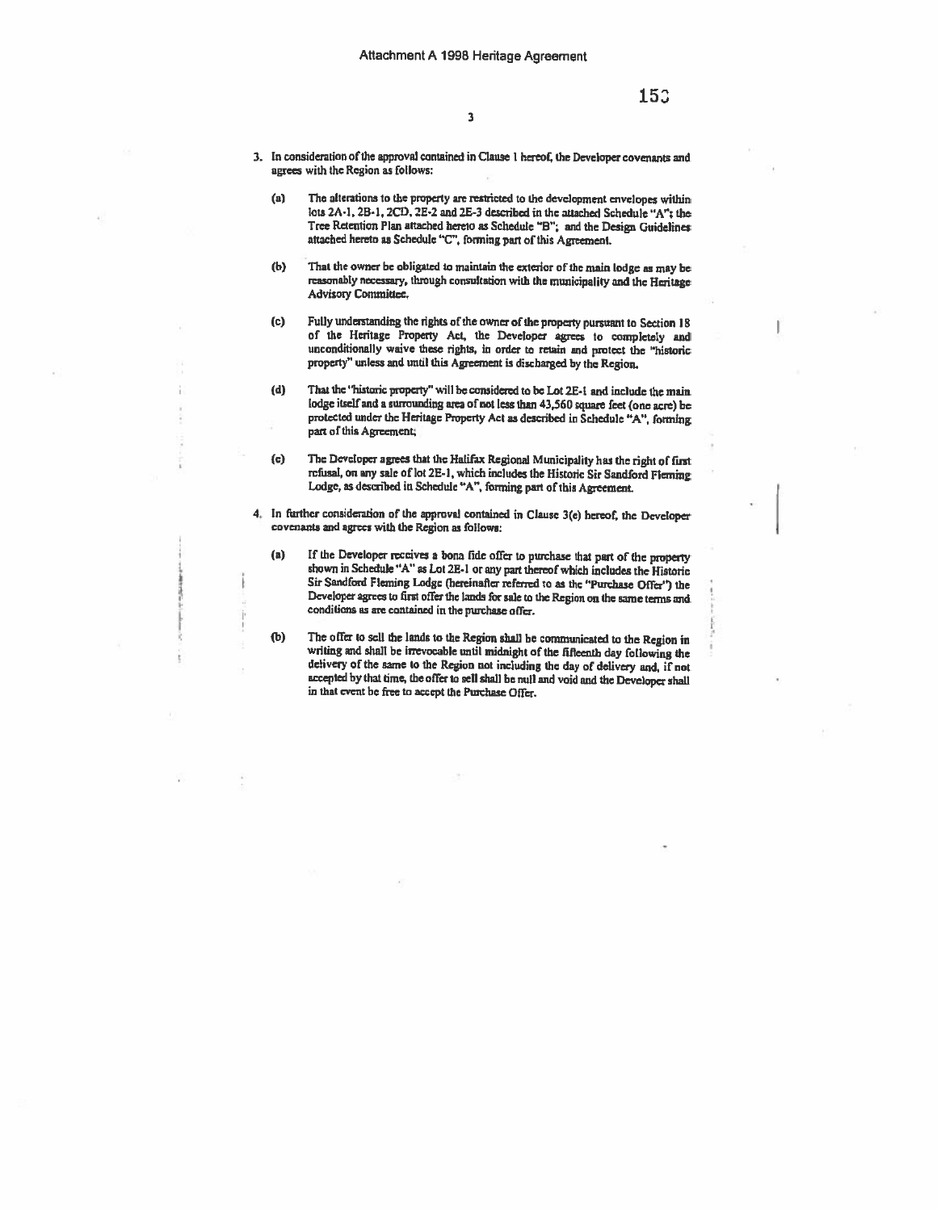3. In consideration of the approval contained in Clause 1 hereof, the Developer covenants and agrees with the Region as follows:

   (a) The alterations to the property are restricted to the development envelopes within lots 2A-1, 2B-1, 2CD, 2E-2 and 2E-3 described in the attached Schedule "A"; the Tree Retention Plan attached hereto as Schedule "B"; and the Design Guidelines attached hereto as Schedule "C", forming part of this Agreement.

   (b) That the owner be obligated to maintain the exterior of the main lodge as may be reasonably necessary, through consultation with the municipality and the Heritage Advisory Committee.

   (c) Fully understanding the rights of the owner of the property pursuant to Section 18 of the Heritage Property Act, the Developer agrees to completely and unconditionally waive these rights, in order to retain and protect the "historic property" unless and until this Agreement is discharged by the Region.

   (d) That the "historic property" will be considered to be Lot 2E-1 and include the main lodge itself and a surrounding area of not less than 43,560 square feet (one acre) be protected under the Heritage Property Act as described in Schedule "A", forming part of this Agreement;

   (e) The Developer agrees that the Halifax Regional Municipality has the right of first refusal, on any sale of lot 2E-1, which includes the Historic Sir Sandford Fleming Lodge, as described in Schedule "A", forming part of this Agreement.

4. In further consideration of the approval contained in Clause 3(e) hereof, the Developer covenants and agrees with the Region as follows:

   (a) If the Developer receives a bona fide offer to purchase that part of the property shown in Schedule "A" as Lot 2E-1 or any part thereof which includes the Historic Sir Sandford Fleming Lodge (hereinafter referred to as the "Purchase Offer") the Developer agrees to first offer the lands for sale to the Region on the same terms and conditions as are contained in the purchase offer.

   (b) The offer to sell the lands to the Region shall be communicated to the Region in writing and shall be irrevocable until midnight of the fifteenth day following the delivery of the same to the Region not including the day of delivery and, if not accepted by that time, the offer to sell shall be null and void and the Developer shall in that event be free to accept the Purchase Offer.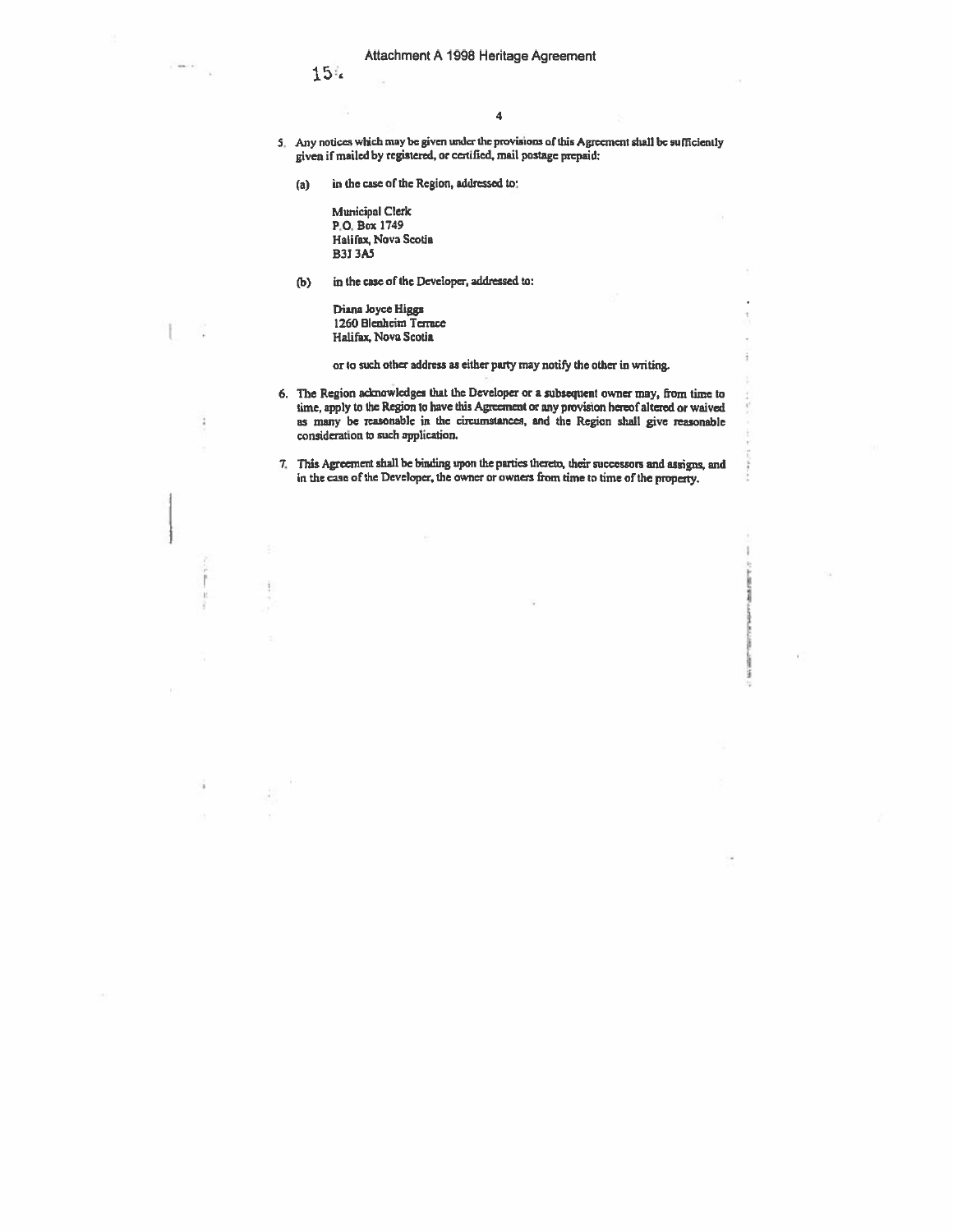5. Any notices which may be given under the provisions of this Agreement shall be sufficiently given if mailed by registered, or certified, mail postage prepaid:

   (a) in the case of the Region, addressed to:

   Municipal Clerk
   P.O. Box 1749
   Halifax, Nova Scotia
   B3J 3A5

   (b) in the case of the Developer, addressed to:

   Diana Joyce Higgs
   1260 Blenheim Terrace
   Halifax, Nova Scotia

   or to such other address as either party may notify the other in writing.

6. The Region acknowledges that the Developer or a subsequent owner may, from time to time, apply to the Region to have this Agreement or any provision hereof altered or waived as many be reasonable in the circumstances, and the Region shall give reasonable consideration to such application.

7. This Agreement shall be binding upon the parties thereto, their successors and assigns, and in the case of the Developer, the owner or owners from time to time of the property.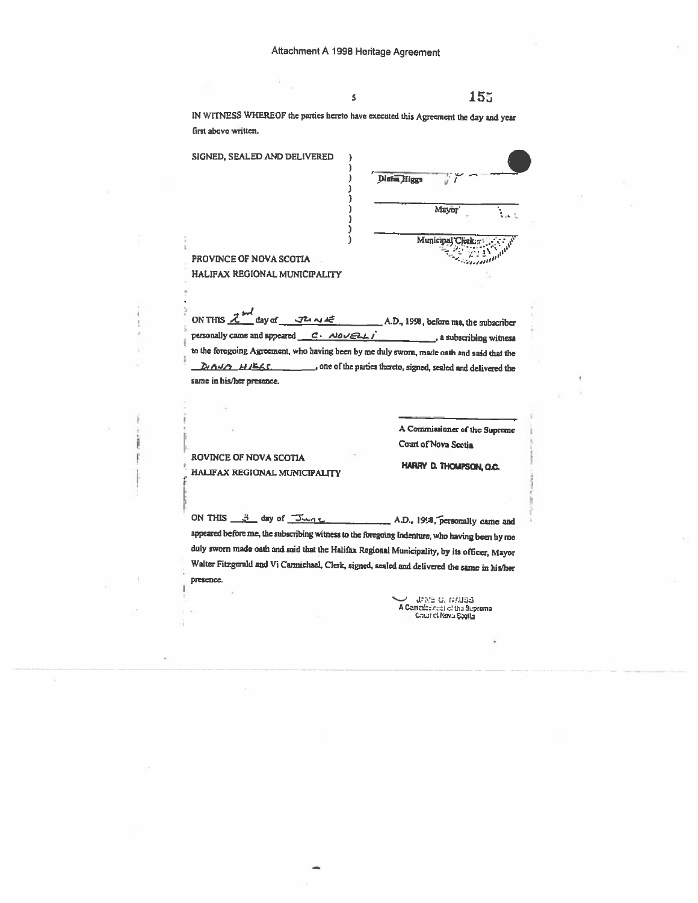Attachment A 1998 Heritage Agreement

IN WITNESS WHEREOF the parties hereto have executed this Agreement the day and year first above written.

SIGNED, SEALED AND DELIVERED

Diana Higgs

Mayor

Municipal Clerk

PROVINCE OF NOVA SCOTIA
HALIFAX REGIONAL MUNICIPALITY

ON THIS 2nd day of JUNE A.D., 1998, before me, the subscriber personally came and appeared C. NOVELLI, a subscribing witness to the foregoing Agreement, who having been by me duly sworn, made oath and said that the DIANA HIGGS, one of the parties thereto, signed, sealed and delivered the same in his/her presence.

A Commissioner of the Supreme Court of Nova Scotia

HARRY D. THOMPSON, Q.C.

ROVINCE OF NOVA SCOTIA
HALIFAX REGIONAL MUNICIPALITY

ON THIS 3 day of June A.D., 1998, personally came and appeared before me, the subscribing witness to the foregoing Indenture, who having been by me duly sworn made oath and said that the Halifax Regional Municipality, by its officer, Mayor Walter Fitzgerald and Vi Carmichael, Clerk, signed, sealed and delivered the same in his/her presence.

JANE C. NAUSS
A Commissioner of the Supreme Court of Nova Scotia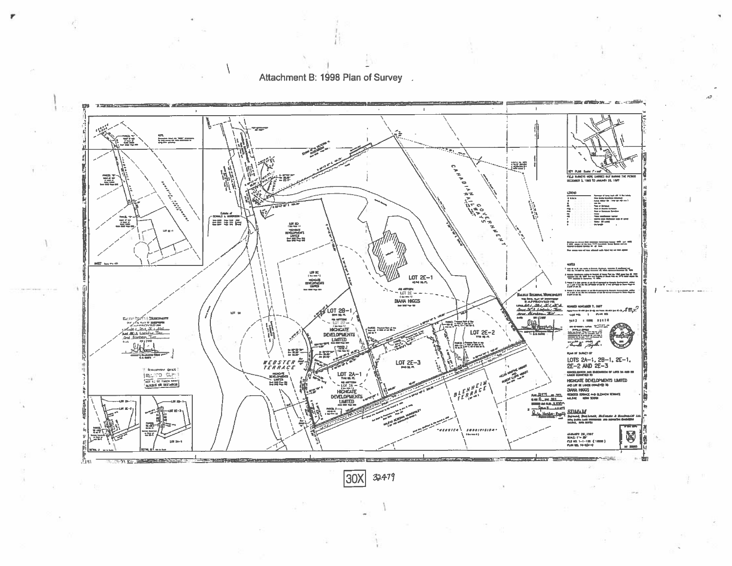Attachment B: 1998 Plan of Survey

LOT 2E-1

LOT 2E

DIANA HIGGS

LOT 2B-1

HIGHGATE DEVELOPMENTS LIMITED

LOT 2A-1

LOT 2A

HIGHGATE DEVELOPMENTS LIMITED

LOT 2E-3

LOT 2E-2

WEBSTER TERRACE

BLENHEIM TERRACE

CANADIAN GOVERNMENT RAILWAYS

"WEBSTER SUBDIVISION"

HIGHGATE DEVELOPMENTS LIMITED

PLAN OF SURVEY OF

LOTS 2A-1, 2B-1, 2E-1, 2E-2 AND 2E-3

HIGHGATE DEVELOPMENTS LIMITED

DIANA HIGGS

30X 32479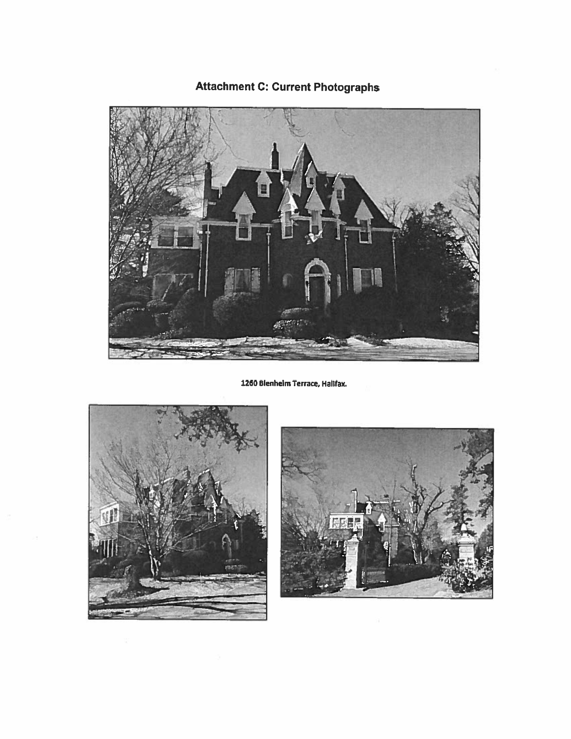## Attachment C: Current Photographs

1260 Blenheim Terrace, Halifax.